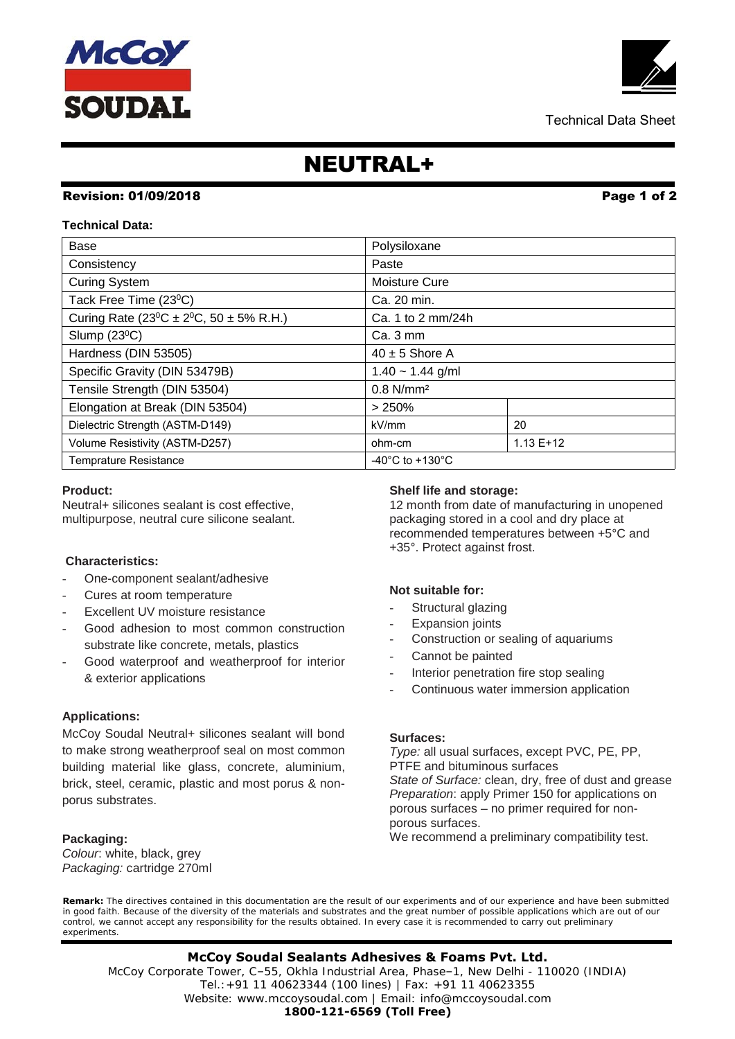Technical Data Sheet

# NEUTRAL+

**Revision: 01/09/2018**

**Technical Data:**

| Base | Polysiloxane | |
|---|---|---|
| Consistency | Paste | |
| Curing System | Moisture Cure | |
| Tack Free Time (23$^0$C) | Ca. 20 min. | |
| Curing Rate (23$^0$C ± 2$^0$C, 50 ± 5% R.H.) | Ca. 1 to 2 mm/24h | |
| Slump (23$^0$C) | Ca. 3 mm | |
| Hardness (DIN 53505) | 40 ± 5 Shore A | |
| Specific Gravity (DIN 53479B) | 1.40 ~ 1.44 g/ml | |
| Tensile Strength (DIN 53504) | 0.8 N/mm² | |
| Elongation at Break (DIN 53504) | > 250% | |
| Dielectric Strength (ASTM-D149) | kV/mm | 20 |
| Volume Resistivity (ASTM-D257) | ohm-cm | 1.13 E+12 |
| Temprature Resistance | -40°C to +130°C | |

**Product:**

Neutral+ silicones sealant is cost effective, multipurpose, neutral cure silicone sealant.

**Characteristics:**

- One-component sealant/adhesive
- Cures at room temperature
- Excellent UV moisture resistance
- Good adhesion to most common construction substrate like concrete, metals, plastics
- Good waterproof and weatherproof for interior & exterior applications

**Applications:**

McCoy Soudal Neutral+ silicones sealant will bond to make strong weatherproof seal on most common building material like glass, concrete, aluminium, brick, steel, ceramic, plastic and most porus & non-porus substrates.

**Packaging:**

*Colour*: white, black, grey
*Packaging:* cartridge 270ml

**Shelf life and storage:**

12 month from date of manufacturing in unopened packaging stored in a cool and dry place at recommended temperatures between +5°C and +35°. Protect against frost.

**Not suitable for:**

- Structural glazing
- Expansion joints
- Construction or sealing of aquariums
- Cannot be painted
- Interior penetration fire stop sealing
- Continuous water immersion application

**Surfaces:**

*Type:* all usual surfaces, except PVC, PE, PP, PTFE and bituminous surfaces
*State of Surface:* clean, dry, free of dust and grease
*Preparation*: apply Primer 150 for applications on porous surfaces – no primer required for non-porous surfaces.
We recommend a preliminary compatibility test.

**Remark:** The directives contained in this documentation are the result of our experiments and of our experience and have been submitted in good faith. Because of the diversity of the materials and substrates and the great number of possible applications which are out of our control, we cannot accept any responsibility for the results obtained. In every case it is recommended to carry out preliminary experiments.

**McCoy Soudal Sealants Adhesives & Foams Pvt. Ltd.**
McCoy Corporate Tower, C–55, Okhla Industrial Area, Phase–1, New Delhi - 110020 (INDIA)
Tel.:+91 11 40623344 (100 lines) | Fax: +91 11 40623355
Website: www.mccoysoudal.com | Email: info@mccoysoudal.com
**1800-121-6569 (Toll Free)**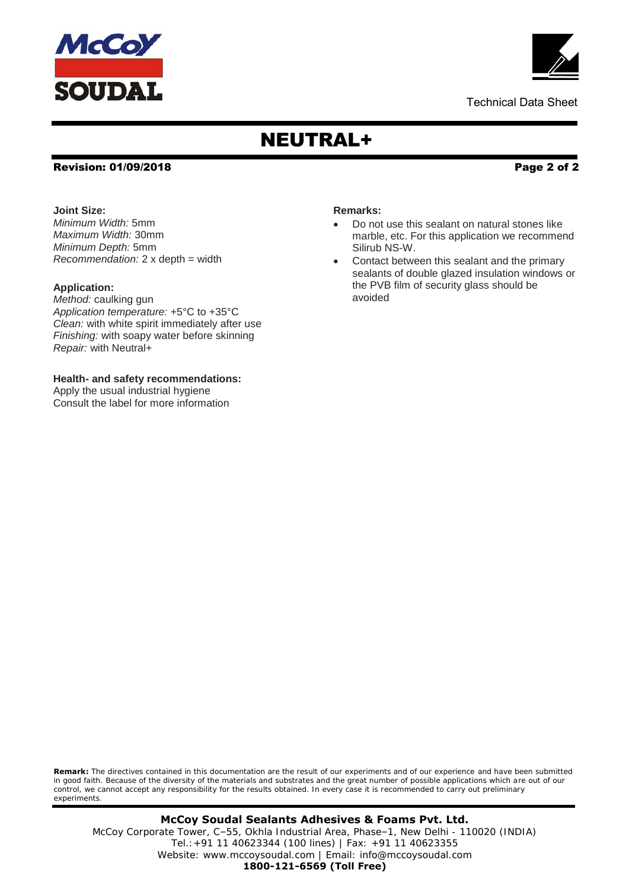# NEUTRAL+

**Revision: 01/09/2018**

**Joint Size:**
*Minimum Width:* 5mm
*Maximum Width:* 30mm
*Minimum Depth:* 5mm
*Recommendation:* 2 x depth = width

**Application:**
*Method:* caulking gun
*Application temperature:* +5°C to +35°C
*Clean:* with white spirit immediately after use
*Finishing:* with soapy water before skinning
*Repair:* with Neutral+

**Health- and safety recommendations:**
Apply the usual industrial hygiene
Consult the label for more information

**Remarks:**

- Do not use this sealant on natural stones like marble, etc. For this application we recommend Silirub NS-W.
- Contact between this sealant and the primary sealants of double glazed insulation windows or the PVB film of security glass should be avoided

**Remark:** The directives contained in this documentation are the result of our experiments and of our experience and have been submitted in good faith. Because of the diversity of the materials and substrates and the great number of possible applications which are out of our control, we cannot accept any responsibility for the results obtained. In every case it is recommended to carry out preliminary experiments.

**McCoy Soudal Sealants Adhesives & Foams Pvt. Ltd.**
McCoy Corporate Tower, C–55, Okhla Industrial Area, Phase–1, New Delhi - 110020 (INDIA)
Tel.:+91 11 40623344 (100 lines) | Fax: +91 11 40623355
Website: www.mccoysoudal.com | Email: info@mccoysoudal.com
**1800-121-6569 (Toll Free)**